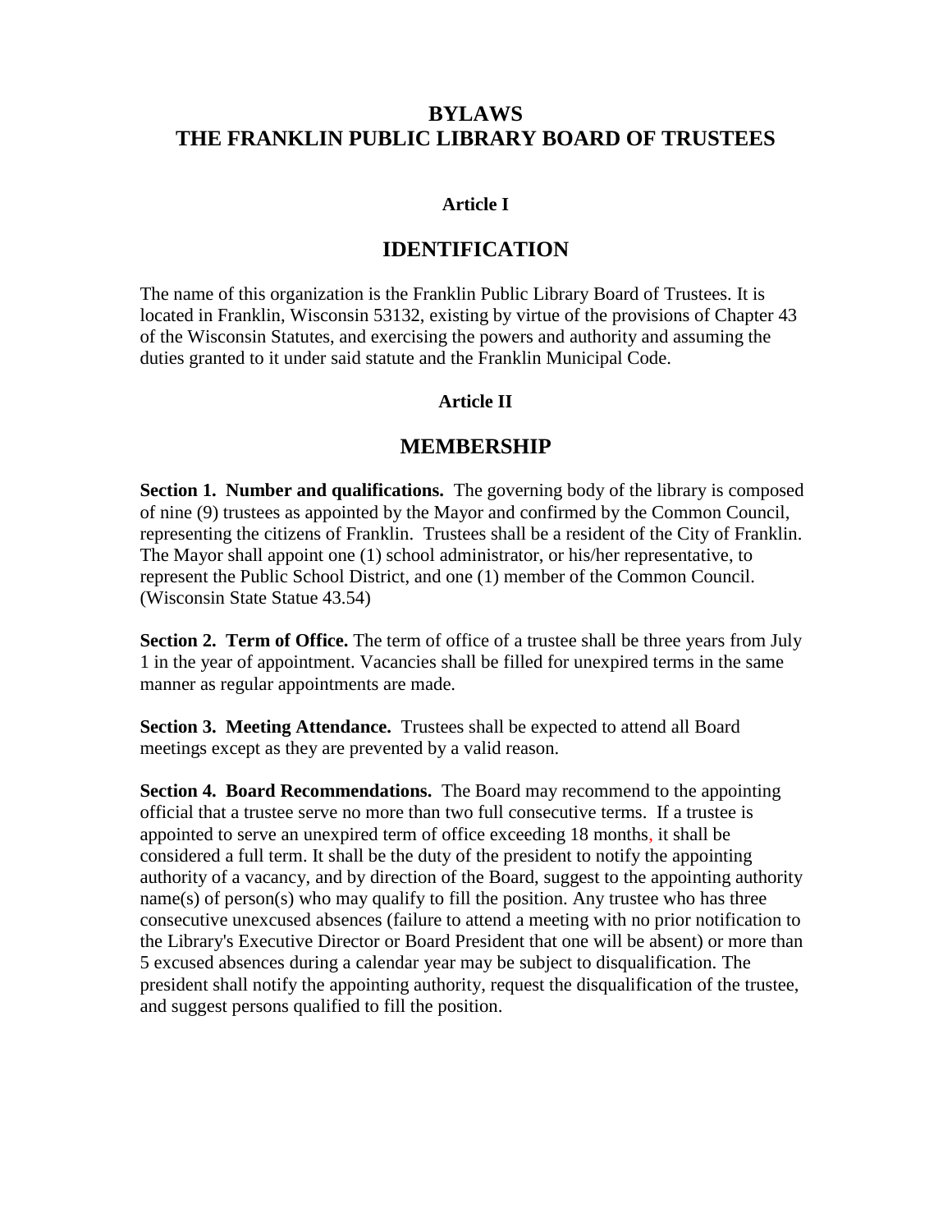# BYLAWS
# THE FRANKLIN PUBLIC LIBRARY BOARD OF TRUSTEES

### Article I

## IDENTIFICATION

The name of this organization is the Franklin Public Library Board of Trustees. It is located in Franklin, Wisconsin 53132, existing by virtue of the provisions of Chapter 43 of the Wisconsin Statutes, and exercising the powers and authority and assuming the duties granted to it under said statute and the Franklin Municipal Code.

### Article II

## MEMBERSHIP

**Section 1. Number and qualifications.** The governing body of the library is composed of nine (9) trustees as appointed by the Mayor and confirmed by the Common Council, representing the citizens of Franklin. Trustees shall be a resident of the City of Franklin. The Mayor shall appoint one (1) school administrator, or his/her representative, to represent the Public School District, and one (1) member of the Common Council. (Wisconsin State Statue 43.54)

**Section 2. Term of Office.** The term of office of a trustee shall be three years from July 1 in the year of appointment. Vacancies shall be filled for unexpired terms in the same manner as regular appointments are made.

**Section 3. Meeting Attendance.** Trustees shall be expected to attend all Board meetings except as they are prevented by a valid reason.

**Section 4. Board Recommendations.** The Board may recommend to the appointing official that a trustee serve no more than two full consecutive terms. If a trustee is appointed to serve an unexpired term of office exceeding 18 months, it shall be considered a full term. It shall be the duty of the president to notify the appointing authority of a vacancy, and by direction of the Board, suggest to the appointing authority name(s) of person(s) who may qualify to fill the position. Any trustee who has three consecutive unexcused absences (failure to attend a meeting with no prior notification to the Library's Executive Director or Board President that one will be absent) or more than 5 excused absences during a calendar year may be subject to disqualification. The president shall notify the appointing authority, request the disqualification of the trustee, and suggest persons qualified to fill the position.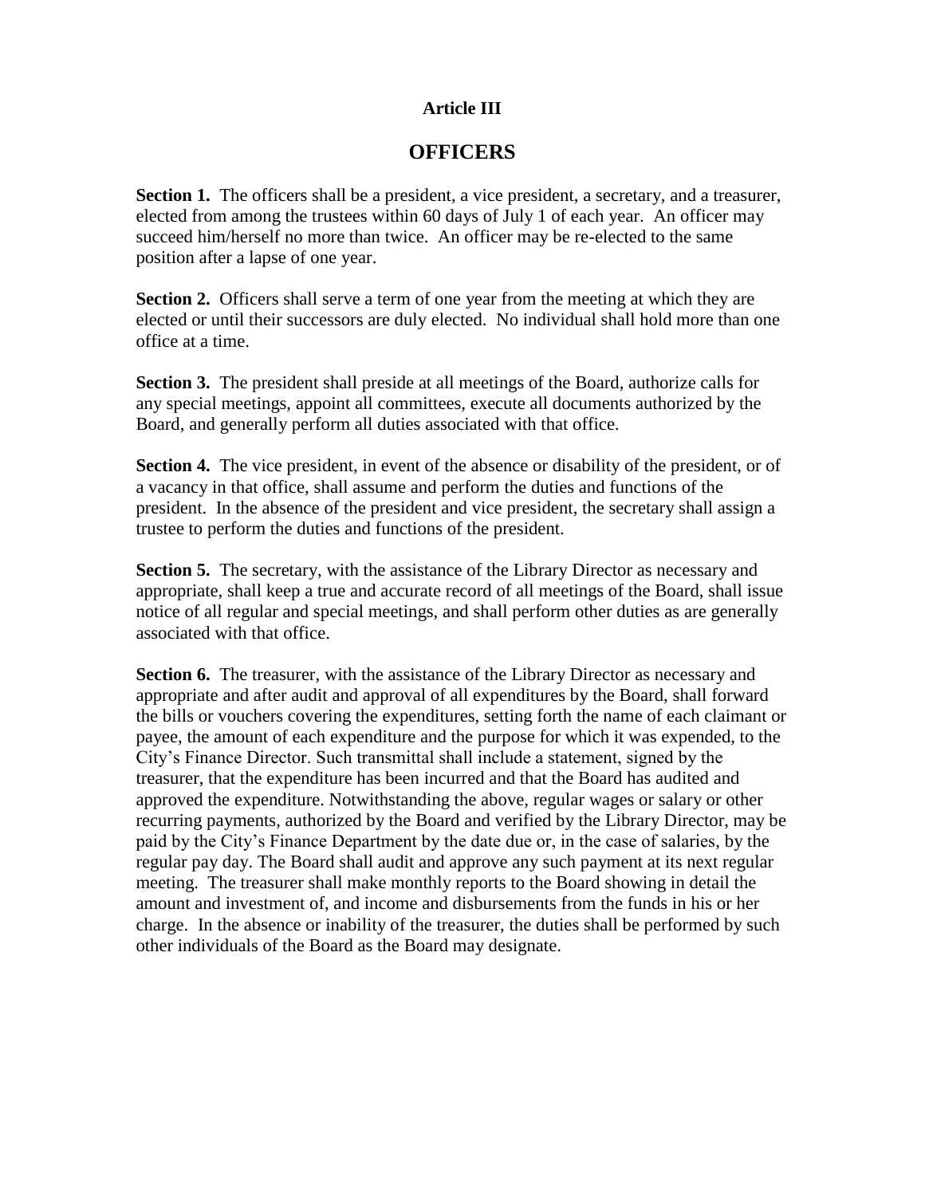**Article III**

## OFFICERS

**Section 1.** The officers shall be a president, a vice president, a secretary, and a treasurer, elected from among the trustees within 60 days of July 1 of each year. An officer may succeed him/herself no more than twice. An officer may be re-elected to the same position after a lapse of one year.

**Section 2.** Officers shall serve a term of one year from the meeting at which they are elected or until their successors are duly elected. No individual shall hold more than one office at a time.

**Section 3.** The president shall preside at all meetings of the Board, authorize calls for any special meetings, appoint all committees, execute all documents authorized by the Board, and generally perform all duties associated with that office.

**Section 4.** The vice president, in event of the absence or disability of the president, or of a vacancy in that office, shall assume and perform the duties and functions of the president. In the absence of the president and vice president, the secretary shall assign a trustee to perform the duties and functions of the president.

**Section 5.** The secretary, with the assistance of the Library Director as necessary and appropriate, shall keep a true and accurate record of all meetings of the Board, shall issue notice of all regular and special meetings, and shall perform other duties as are generally associated with that office.

**Section 6.** The treasurer, with the assistance of the Library Director as necessary and appropriate and after audit and approval of all expenditures by the Board, shall forward the bills or vouchers covering the expenditures, setting forth the name of each claimant or payee, the amount of each expenditure and the purpose for which it was expended, to the City's Finance Director. Such transmittal shall include a statement, signed by the treasurer, that the expenditure has been incurred and that the Board has audited and approved the expenditure. Notwithstanding the above, regular wages or salary or other recurring payments, authorized by the Board and verified by the Library Director, may be paid by the City's Finance Department by the date due or, in the case of salaries, by the regular pay day. The Board shall audit and approve any such payment at its next regular meeting. The treasurer shall make monthly reports to the Board showing in detail the amount and investment of, and income and disbursements from the funds in his or her charge. In the absence or inability of the treasurer, the duties shall be performed by such other individuals of the Board as the Board may designate.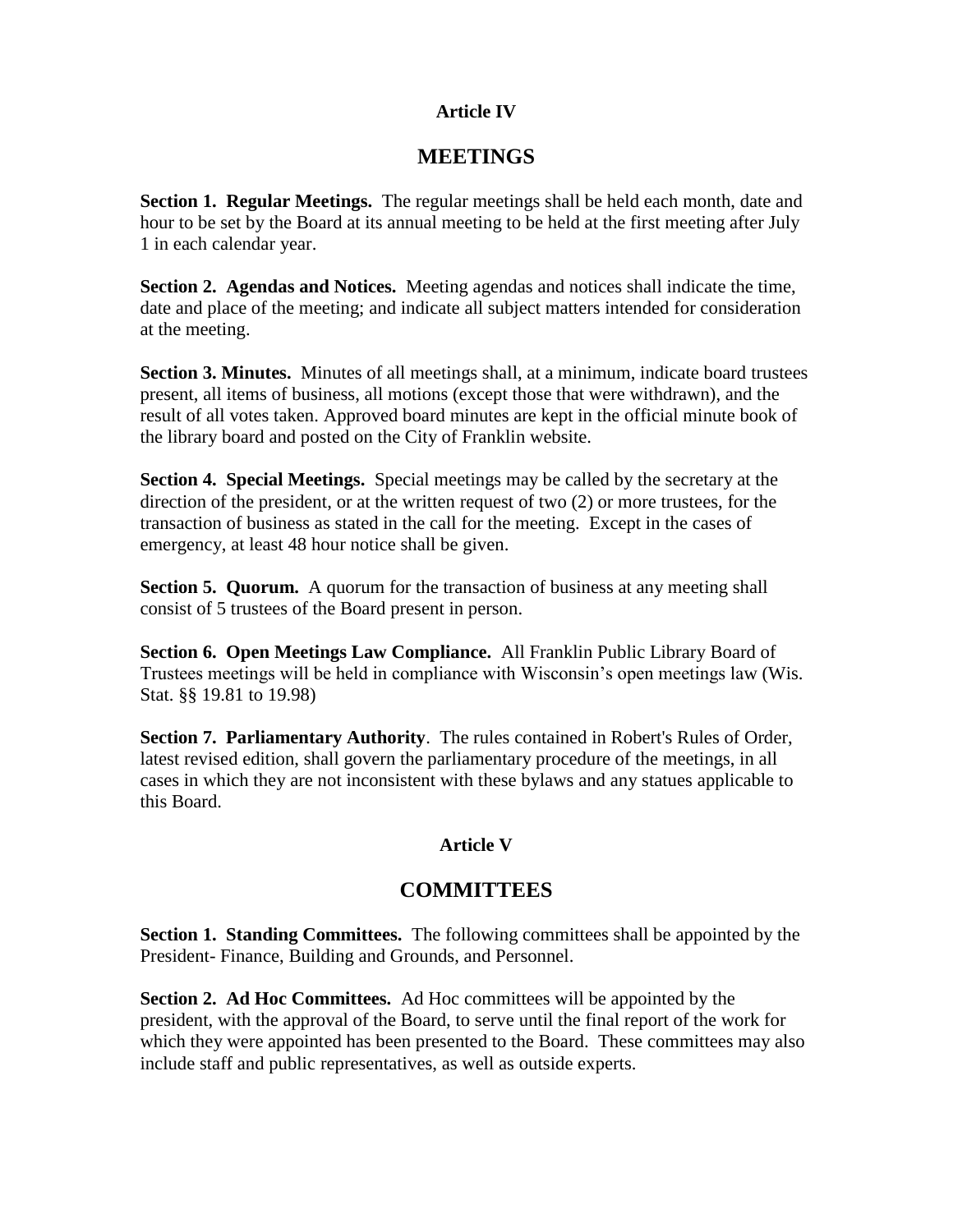**Article IV**

## MEETINGS

**Section 1. Regular Meetings.** The regular meetings shall be held each month, date and hour to be set by the Board at its annual meeting to be held at the first meeting after July 1 in each calendar year.

**Section 2. Agendas and Notices.** Meeting agendas and notices shall indicate the time, date and place of the meeting; and indicate all subject matters intended for consideration at the meeting.

**Section 3. Minutes.** Minutes of all meetings shall, at a minimum, indicate board trustees present, all items of business, all motions (except those that were withdrawn), and the result of all votes taken. Approved board minutes are kept in the official minute book of the library board and posted on the City of Franklin website.

**Section 4. Special Meetings.** Special meetings may be called by the secretary at the direction of the president, or at the written request of two (2) or more trustees, for the transaction of business as stated in the call for the meeting. Except in the cases of emergency, at least 48 hour notice shall be given.

**Section 5. Quorum.** A quorum for the transaction of business at any meeting shall consist of 5 trustees of the Board present in person.

**Section 6. Open Meetings Law Compliance.** All Franklin Public Library Board of Trustees meetings will be held in compliance with Wisconsin's open meetings law (Wis. Stat. §§ 19.81 to 19.98)

**Section 7. Parliamentary Authority**. The rules contained in Robert's Rules of Order, latest revised edition, shall govern the parliamentary procedure of the meetings, in all cases in which they are not inconsistent with these bylaws and any statues applicable to this Board.

**Article V**

## COMMITTEES

**Section 1. Standing Committees.** The following committees shall be appointed by the President- Finance, Building and Grounds, and Personnel.

**Section 2. Ad Hoc Committees.** Ad Hoc committees will be appointed by the president, with the approval of the Board, to serve until the final report of the work for which they were appointed has been presented to the Board. These committees may also include staff and public representatives, as well as outside experts.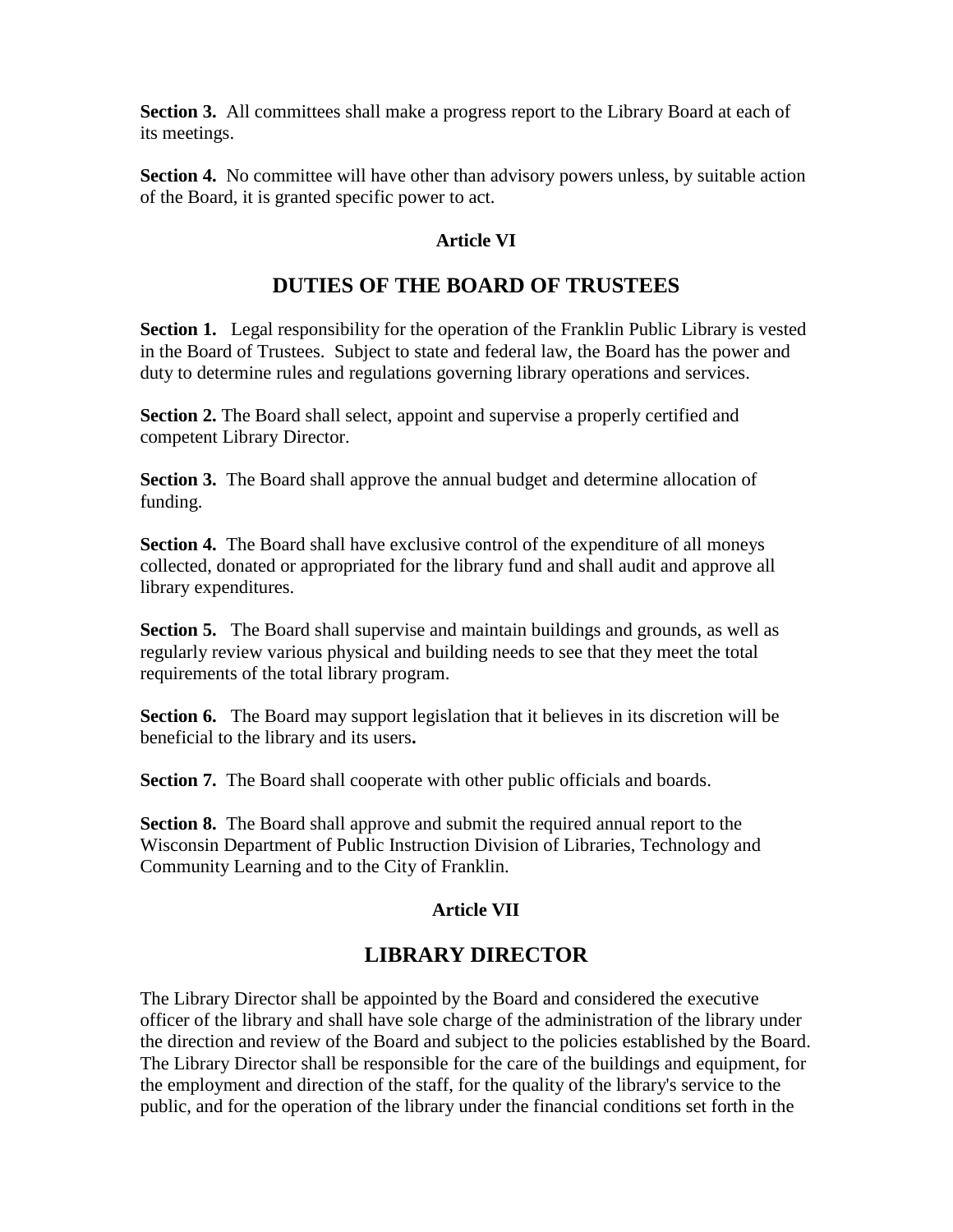**Section 3.** All committees shall make a progress report to the Library Board at each of its meetings.

**Section 4.** No committee will have other than advisory powers unless, by suitable action of the Board, it is granted specific power to act.

**Article VI**

## DUTIES OF THE BOARD OF TRUSTEES

**Section 1.** Legal responsibility for the operation of the Franklin Public Library is vested in the Board of Trustees. Subject to state and federal law, the Board has the power and duty to determine rules and regulations governing library operations and services.

**Section 2.** The Board shall select, appoint and supervise a properly certified and competent Library Director.

**Section 3.** The Board shall approve the annual budget and determine allocation of funding.

**Section 4.** The Board shall have exclusive control of the expenditure of all moneys collected, donated or appropriated for the library fund and shall audit and approve all library expenditures.

**Section 5.** The Board shall supervise and maintain buildings and grounds, as well as regularly review various physical and building needs to see that they meet the total requirements of the total library program.

**Section 6.** The Board may support legislation that it believes in its discretion will be beneficial to the library and its users**.**

**Section 7.** The Board shall cooperate with other public officials and boards.

**Section 8.** The Board shall approve and submit the required annual report to the Wisconsin Department of Public Instruction Division of Libraries, Technology and Community Learning and to the City of Franklin.

**Article VII**

## LIBRARY DIRECTOR

The Library Director shall be appointed by the Board and considered the executive officer of the library and shall have sole charge of the administration of the library under the direction and review of the Board and subject to the policies established by the Board. The Library Director shall be responsible for the care of the buildings and equipment, for the employment and direction of the staff, for the quality of the library's service to the public, and for the operation of the library under the financial conditions set forth in the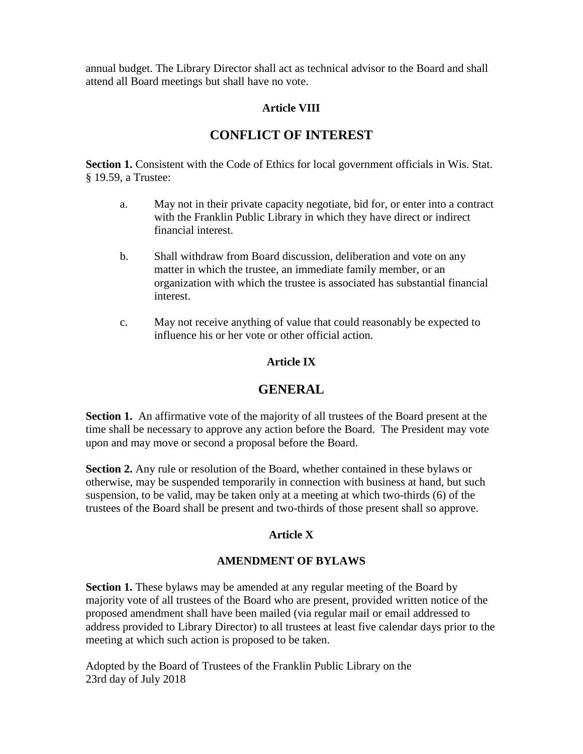annual budget. The Library Director shall act as technical advisor to the Board and shall attend all Board meetings but shall have no vote.

**Article VIII**

## CONFLICT OF INTEREST

**Section 1.** Consistent with the Code of Ethics for local government officials in Wis. Stat. § 19.59, a Trustee:

a. May not in their private capacity negotiate, bid for, or enter into a contract with the Franklin Public Library in which they have direct or indirect financial interest.

b. Shall withdraw from Board discussion, deliberation and vote on any matter in which the trustee, an immediate family member, or an organization with which the trustee is associated has substantial financial interest.

c. May not receive anything of value that could reasonably be expected to influence his or her vote or other official action.

**Article IX**

## GENERAL

**Section 1.** An affirmative vote of the majority of all trustees of the Board present at the time shall be necessary to approve any action before the Board. The President may vote upon and may move or second a proposal before the Board.

**Section 2.** Any rule or resolution of the Board, whether contained in these bylaws or otherwise, may be suspended temporarily in connection with business at hand, but such suspension, to be valid, may be taken only at a meeting at which two-thirds (6) of the trustees of the Board shall be present and two-thirds of those present shall so approve.

**Article X**

**AMENDMENT OF BYLAWS**

**Section 1.** These bylaws may be amended at any regular meeting of the Board by majority vote of all trustees of the Board who are present, provided written notice of the proposed amendment shall have been mailed (via regular mail or email addressed to address provided to Library Director) to all trustees at least five calendar days prior to the meeting at which such action is proposed to be taken.

Adopted by the Board of Trustees of the Franklin Public Library on the 23rd day of July 2018